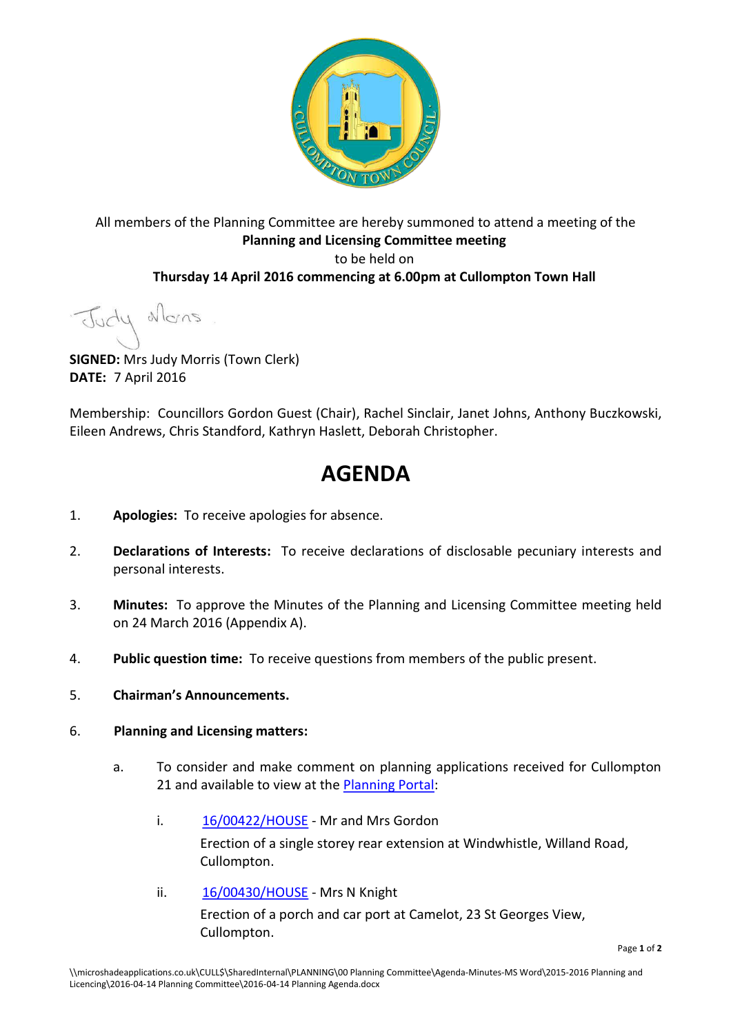All members of the Planning Committee are hereby summoned to attend a meeting of the
**Planning and Licensing Committee meeting**
to be held on
**Thursday 14 April 2016 commencing at 6.00pm at Cullompton Town Hall**

Judy Morris

**SIGNED:** Mrs Judy Morris (Town Clerk)
**DATE:** 7 April 2016

Membership: Councillors Gordon Guest (Chair), Rachel Sinclair, Janet Johns, Anthony Buczkowski, Eileen Andrews, Chris Standford, Kathryn Haslett, Deborah Christopher.

# AGENDA

1. **Apologies:** To receive apologies for absence.

2. **Declarations of Interests:** To receive declarations of disclosable pecuniary interests and personal interests.

3. **Minutes:** To approve the Minutes of the Planning and Licensing Committee meeting held on 24 March 2016 (Appendix A).

4. **Public question time:** To receive questions from members of the public present.

5. **Chairman's Announcements.**

6. **Planning and Licensing matters:**

   a. To consider and make comment on planning applications received for Cullompton 21 and available to view at the Planning Portal:

      i. 16/00422/HOUSE - Mr and Mrs Gordon
         Erection of a single storey rear extension at Windwhistle, Willand Road, Cullompton.

      ii. 16/00430/HOUSE - Mrs N Knight
         Erection of a porch and car port at Camelot, 23 St Georges View, Cullompton.

\\microshadeapplications.co.uk\CULL$\SharedInternal\PLANNING\00 Planning Committee\Agenda-Minutes-MS Word\2015-2016 Planning and Licencing\2016-04-14 Planning Committee\2016-04-14 Planning Agenda.docx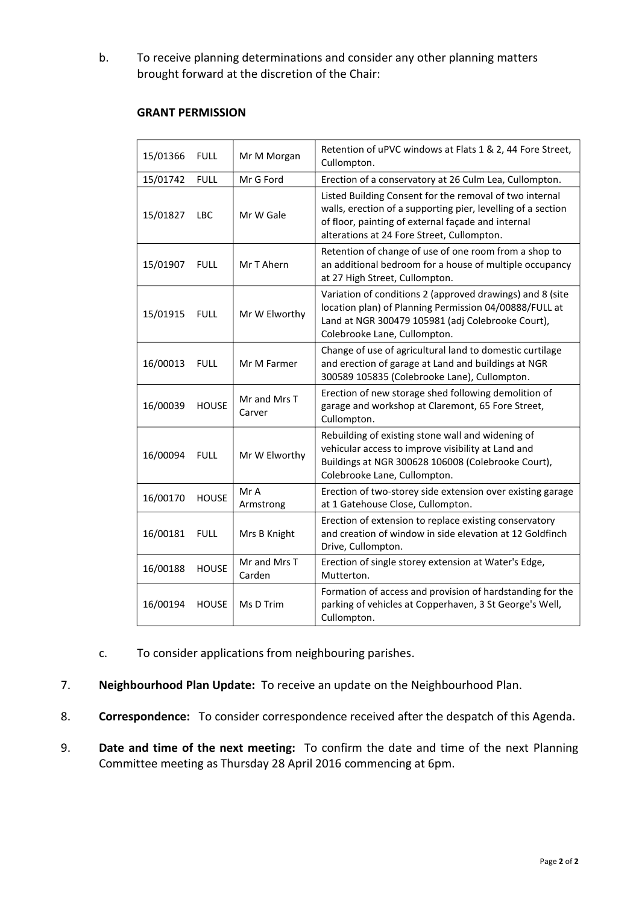b. To receive planning determinations and consider any other planning matters brought forward at the discretion of the Chair:

**GRANT PERMISSION**

| | | |
|---|---|---|
| 15/01366 FULL | Mr M Morgan | Retention of uPVC windows at Flats 1 & 2, 44 Fore Street, Cullompton. |
| 15/01742 FULL | Mr G Ford | Erection of a conservatory at 26 Culm Lea, Cullompton. |
| 15/01827 LBC | Mr W Gale | Listed Building Consent for the removal of two internal walls, erection of a supporting pier, levelling of a section of floor, painting of external façade and internal alterations at 24 Fore Street, Cullompton. |
| 15/01907 FULL | Mr T Ahern | Retention of change of use of one room from a shop to an additional bedroom for a house of multiple occupancy at 27 High Street, Cullompton. |
| 15/01915 FULL | Mr W Elworthy | Variation of conditions 2 (approved drawings) and 8 (site location plan) of Planning Permission 04/00888/FULL at Land at NGR 300479 105981 (adj Colebrooke Court), Colebrooke Lane, Cullompton. |
| 16/00013 FULL | Mr M Farmer | Change of use of agricultural land to domestic curtilage and erection of garage at Land and buildings at NGR 300589 105835 (Colebrooke Lane), Cullompton. |
| 16/00039 HOUSE | Mr and Mrs T Carver | Erection of new storage shed following demolition of garage and workshop at Claremont, 65 Fore Street, Cullompton. |
| 16/00094 FULL | Mr W Elworthy | Rebuilding of existing stone wall and widening of vehicular access to improve visibility at Land and Buildings at NGR 300628 106008 (Colebrooke Court), Colebrooke Lane, Cullompton. |
| 16/00170 HOUSE | Mr A Armstrong | Erection of two-storey side extension over existing garage at 1 Gatehouse Close, Cullompton. |
| 16/00181 FULL | Mrs B Knight | Erection of extension to replace existing conservatory and creation of window in side elevation at 12 Goldfinch Drive, Cullompton. |
| 16/00188 HOUSE | Mr and Mrs T Carden | Erection of single storey extension at Water's Edge, Mutterton. |
| 16/00194 HOUSE | Ms D Trim | Formation of access and provision of hardstanding for the parking of vehicles at Copperhaven, 3 St George's Well, Cullompton. |

c. To consider applications from neighbouring parishes.

7. **Neighbourhood Plan Update:** To receive an update on the Neighbourhood Plan.

8. **Correspondence:** To consider correspondence received after the despatch of this Agenda.

9. **Date and time of the next meeting:** To confirm the date and time of the next Planning Committee meeting as Thursday 28 April 2016 commencing at 6pm.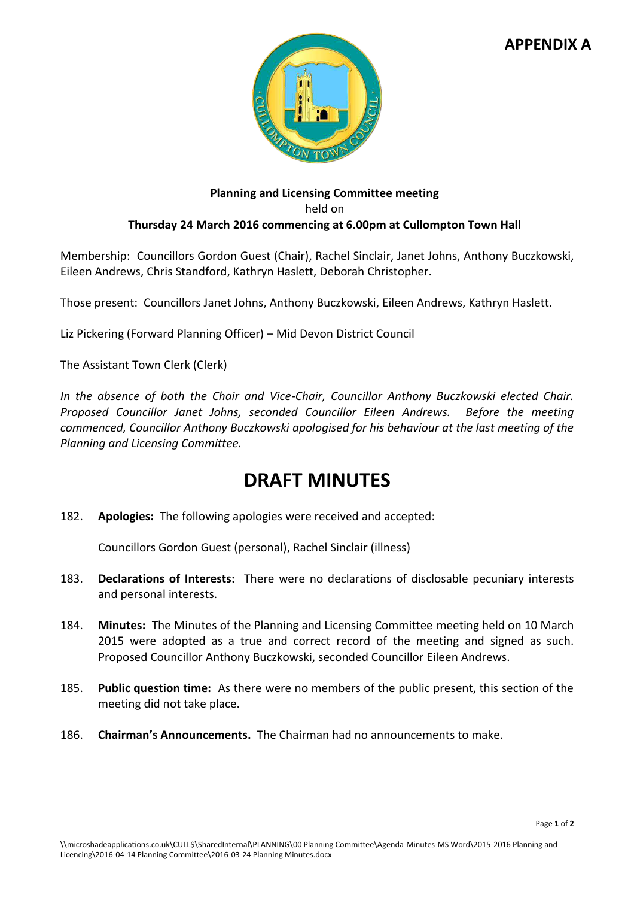**APPENDIX A**

**Planning and Licensing Committee meeting**
held on
**Thursday 24 March 2016 commencing at 6.00pm at Cullompton Town Hall**

Membership: Councillors Gordon Guest (Chair), Rachel Sinclair, Janet Johns, Anthony Buczkowski, Eileen Andrews, Chris Standford, Kathryn Haslett, Deborah Christopher.

Those present: Councillors Janet Johns, Anthony Buczkowski, Eileen Andrews, Kathryn Haslett.

Liz Pickering (Forward Planning Officer) – Mid Devon District Council

The Assistant Town Clerk (Clerk)

*In the absence of both the Chair and Vice-Chair, Councillor Anthony Buczkowski elected Chair. Proposed Councillor Janet Johns, seconded Councillor Eileen Andrews. Before the meeting commenced, Councillor Anthony Buczkowski apologised for his behaviour at the last meeting of the Planning and Licensing Committee.*

# DRAFT MINUTES

182. **Apologies:** The following apologies were received and accepted:

    Councillors Gordon Guest (personal), Rachel Sinclair (illness)

183. **Declarations of Interests:** There were no declarations of disclosable pecuniary interests and personal interests.

184. **Minutes:** The Minutes of the Planning and Licensing Committee meeting held on 10 March 2015 were adopted as a true and correct record of the meeting and signed as such. Proposed Councillor Anthony Buczkowski, seconded Councillor Eileen Andrews.

185. **Public question time:** As there were no members of the public present, this section of the meeting did not take place.

186. **Chairman's Announcements.** The Chairman had no announcements to make.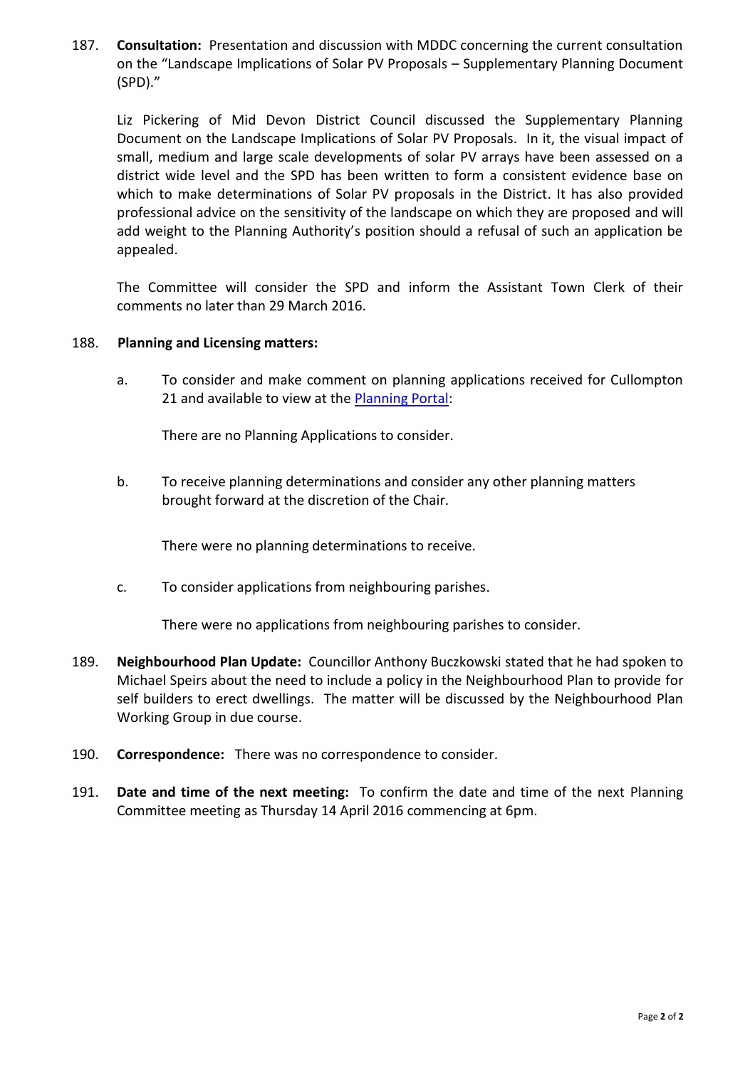187. **Consultation:** Presentation and discussion with MDDC concerning the current consultation on the "Landscape Implications of Solar PV Proposals – Supplementary Planning Document (SPD)."

Liz Pickering of Mid Devon District Council discussed the Supplementary Planning Document on the Landscape Implications of Solar PV Proposals. In it, the visual impact of small, medium and large scale developments of solar PV arrays have been assessed on a district wide level and the SPD has been written to form a consistent evidence base on which to make determinations of Solar PV proposals in the District. It has also provided professional advice on the sensitivity of the landscape on which they are proposed and will add weight to the Planning Authority's position should a refusal of such an application be appealed.

The Committee will consider the SPD and inform the Assistant Town Clerk of their comments no later than 29 March 2016.

188. **Planning and Licensing matters:**

a. To consider and make comment on planning applications received for Cullompton 21 and available to view at the Planning Portal:

There are no Planning Applications to consider.

b. To receive planning determinations and consider any other planning matters brought forward at the discretion of the Chair.

There were no planning determinations to receive.

c. To consider applications from neighbouring parishes.

There were no applications from neighbouring parishes to consider.

189. **Neighbourhood Plan Update:** Councillor Anthony Buczkowski stated that he had spoken to Michael Speirs about the need to include a policy in the Neighbourhood Plan to provide for self builders to erect dwellings. The matter will be discussed by the Neighbourhood Plan Working Group in due course.

190. **Correspondence:** There was no correspondence to consider.

191. **Date and time of the next meeting:** To confirm the date and time of the next Planning Committee meeting as Thursday 14 April 2016 commencing at 6pm.